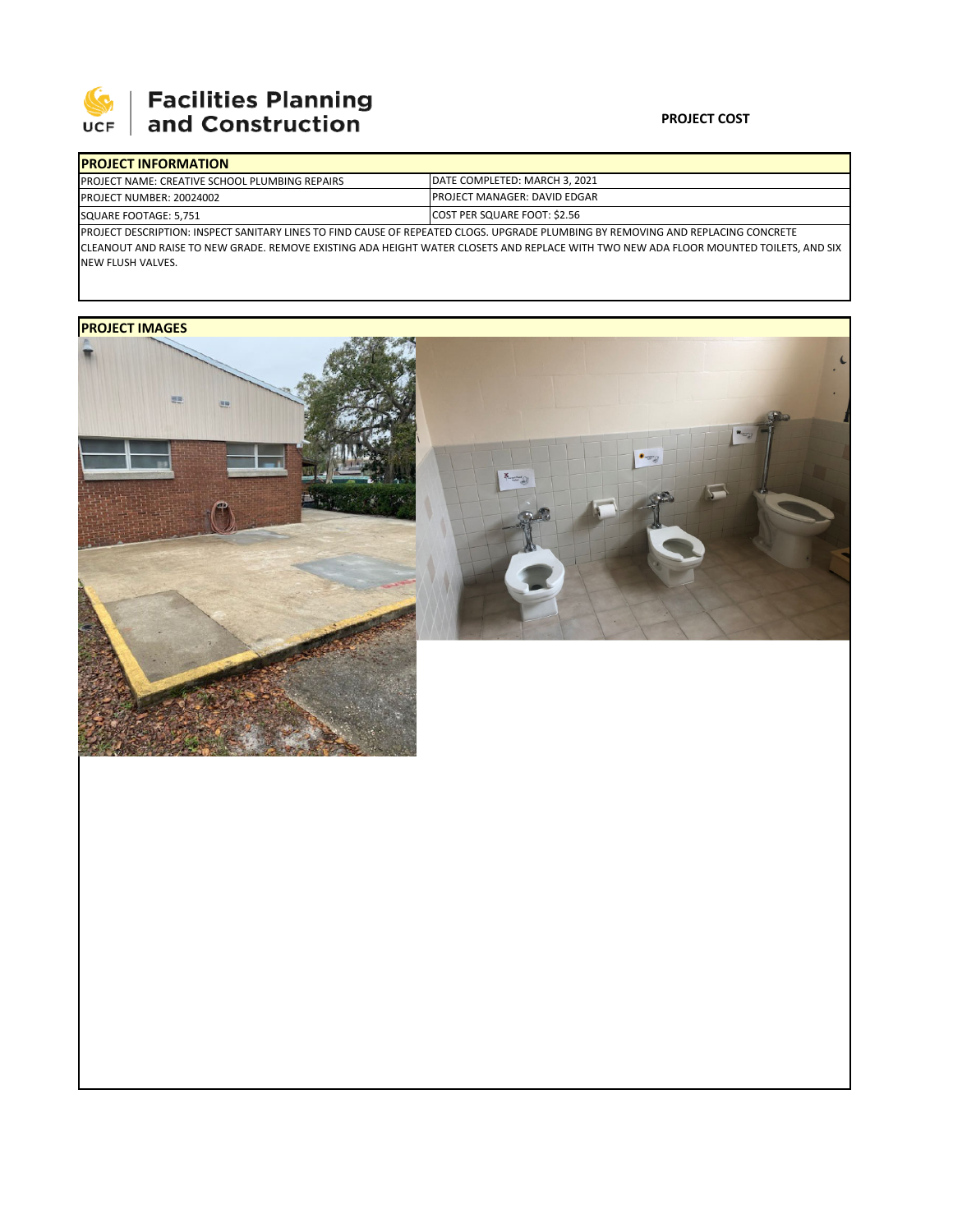**Facilities Planning and Construction**

**PROJECT COST**

| **PROJECT INFORMATION** | |
|---|---|
| PROJECT NAME: CREATIVE SCHOOL PLUMBING REPAIRS | DATE COMPLETED: MARCH 3, 2021 |
| PROJECT NUMBER: 20024002 | PROJECT MANAGER: DAVID EDGAR |
| SQUARE FOOTAGE: 5,751 | COST PER SQUARE FOOT: $2.56 |

PROJECT DESCRIPTION: INSPECT SANITARY LINES TO FIND CAUSE OF REPEATED CLOGS. UPGRADE PLUMBING BY REMOVING AND REPLACING CONCRETE CLEANOUT AND RAISE TO NEW GRADE. REMOVE EXISTING ADA HEIGHT WATER CLOSETS AND REPLACE WITH TWO NEW ADA FLOOR MOUNTED TOILETS, AND SIX NEW FLUSH VALVES.

**PROJECT IMAGES**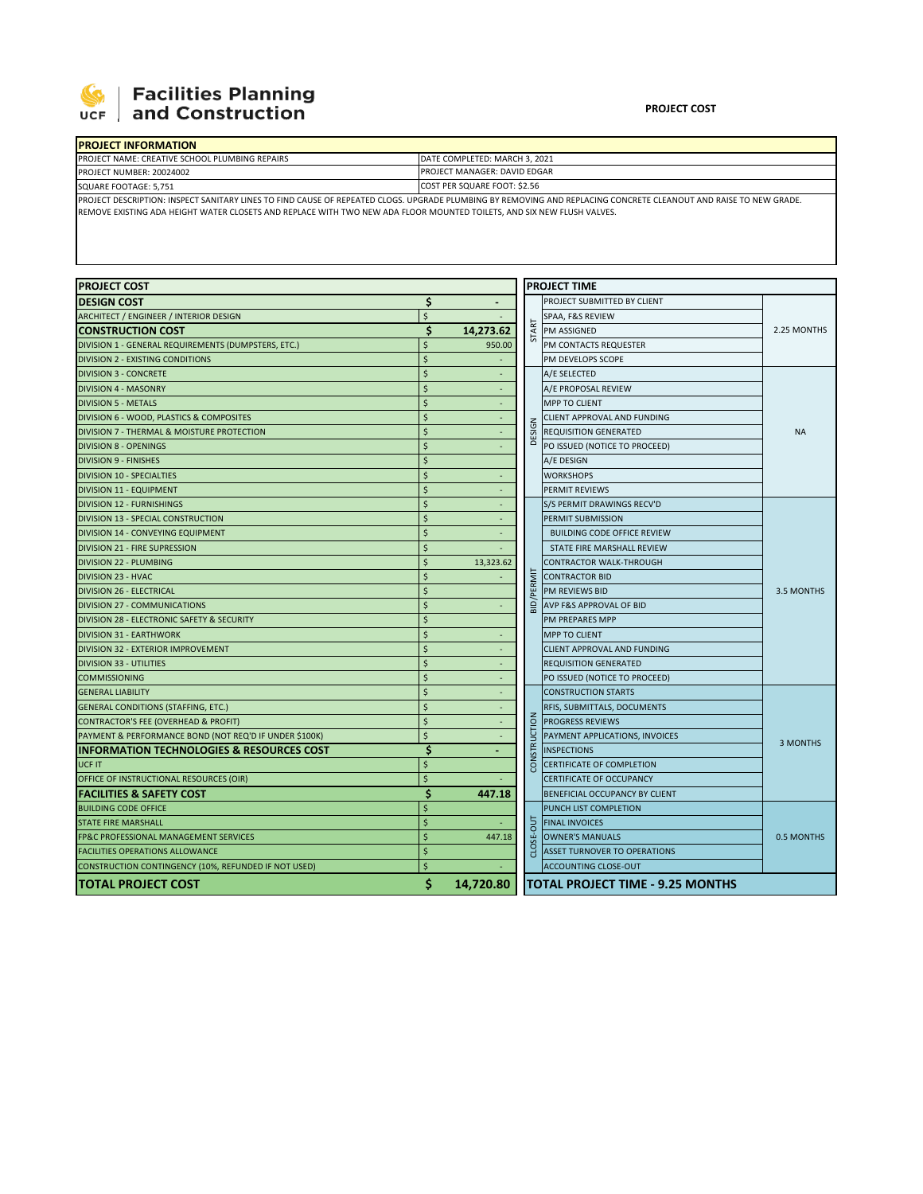**Facilities Planning and Construction**

**PROJECT COST**

| **PROJECT INFORMATION** | |
|---|---|
| PROJECT NAME: CREATIVE SCHOOL PLUMBING REPAIRS | DATE COMPLETED: MARCH 3, 2021 |
| PROJECT NUMBER: 20024002 | PROJECT MANAGER: DAVID EDGAR |
| SQUARE FOOTAGE: 5,751 | COST PER SQUARE FOOT: $2.56 |

PROJECT DESCRIPTION: INSPECT SANITARY LINES TO FIND CAUSE OF REPEATED CLOGS. UPGRADE PLUMBING BY REMOVING AND REPLACING CONCRETE CLEANOUT AND RAISE TO NEW GRADE. REMOVE EXISTING ADA HEIGHT WATER CLOSETS AND REPLACE WITH TWO NEW ADA FLOOR MOUNTED TOILETS, AND SIX NEW FLUSH VALVES.

| **PROJECT COST** | | |
|---|---|---|
| **DESIGN COST** | **$** | **-** |
| ARCHITECT / ENGINEER / INTERIOR DESIGN | $ | - |
| **CONSTRUCTION COST** | **$** | **14,273.62** |
| DIVISION 1 - GENERAL REQUIREMENTS (DUMPSTERS, ETC.) | $ | 950.00 |
| DIVISION 2 - EXISTING CONDITIONS | $ | - |
| DIVISION 3 - CONCRETE | $ | - |
| DIVISION 4 - MASONRY | $ | - |
| DIVISION 5 - METALS | $ | - |
| DIVISION 6 - WOOD, PLASTICS & COMPOSITES | $ | - |
| DIVISION 7 - THERMAL & MOISTURE PROTECTION | $ | - |
| DIVISION 8 - OPENINGS | $ | - |
| DIVISION 9 - FINISHES | $ | |
| DIVISION 10 - SPECIALTIES | $ | - |
| DIVISION 11 - EQUIPMENT | $ | - |
| DIVISION 12 - FURNISHINGS | $ | - |
| DIVISION 13 - SPECIAL CONSTRUCTION | $ | - |
| DIVISION 14 - CONVEYING EQUIPMENT | $ | - |
| DIVISION 21 - FIRE SUPRESSION | $ | - |
| DIVISION 22 - PLUMBING | $ | 13,323.62 |
| DIVISION 23 - HVAC | $ | - |
| DIVISION 26 - ELECTRICAL | $ | |
| DIVISION 27 - COMMUNICATIONS | $ | - |
| DIVISION 28 - ELECTRONIC SAFETY & SECURITY | $ | |
| DIVISION 31 - EARTHWORK | $ | - |
| DIVISION 32 - EXTERIOR IMPROVEMENT | $ | - |
| DIVISION 33 - UTILITIES | $ | - |
| COMMISSIONING | $ | - |
| GENERAL LIABILITY | $ | - |
| GENERAL CONDITIONS (STAFFING, ETC.) | $ | - |
| CONTRACTOR'S FEE (OVERHEAD & PROFIT) | $ | - |
| PAYMENT & PERFORMANCE BOND (NOT REQ'D IF UNDER $100K) | $ | - |
| **INFORMATION TECHNOLOGIES & RESOURCES COST** | **$** | **-** |
| UCF IT | $ | |
| OFFICE OF INSTRUCTIONAL RESOURCES (OIR) | $ | - |
| **FACILITIES & SAFETY COST** | **$** | **447.18** |
| BUILDING CODE OFFICE | $ | |
| STATE FIRE MARSHALL | $ | - |
| FP&C PROFESSIONAL MANAGEMENT SERVICES | $ | 447.18 |
| FACILITIES OPERATIONS ALLOWANCE | $ | |
| CONSTRUCTION CONTINGENCY (10%, REFUNDED IF NOT USED) | $ | - |
| **TOTAL PROJECT COST** | **$** | **14,720.80** |

| **PROJECT TIME** | | |
|---|---|---|
| START | PROJECT SUBMITTED BY CLIENT | 2.25 MONTHS |
| | SPAA, F&S REVIEW | |
| | PM ASSIGNED | |
| | PM CONTACTS REQUESTER | |
| | PM DEVELOPS SCOPE | |
| DESIGN | A/E SELECTED | NA |
| | A/E PROPOSAL REVIEW | |
| | MPP TO CLIENT | |
| | CLIENT APPROVAL AND FUNDING | |
| | REQUISITION GENERATED | |
| | PO ISSUED (NOTICE TO PROCEED) | |
| | A/E DESIGN | |
| | WORKSHOPS | |
| | PERMIT REVIEWS | |
| BID/PERMIT | S/S PERMIT DRAWINGS RECV'D | 3.5 MONTHS |
| | PERMIT SUBMISSION | |
| | BUILDING CODE OFFICE REVIEW | |
| | STATE FIRE MARSHALL REVIEW | |
| | CONTRACTOR WALK-THROUGH | |
| | CONTRACTOR BID | |
| | PM REVIEWS BID | |
| | AVP F&S APPROVAL OF BID | |
| | PM PREPARES MPP | |
| | MPP TO CLIENT | |
| | CLIENT APPROVAL AND FUNDING | |
| | REQUISITION GENERATED | |
| | PO ISSUED (NOTICE TO PROCEED) | |
| CONSTRUCTION | CONSTRUCTION STARTS | 3 MONTHS |
| | RFIS, SUBMITTALS, DOCUMENTS | |
| | PROGRESS REVIEWS | |
| | PAYMENT APPLICATIONS, INVOICES | |
| | INSPECTIONS | |
| | CERTIFICATE OF COMPLETION | |
| | CERTIFICATE OF OCCUPANCY | |
| | BENEFICIAL OCCUPANCY BY CLIENT | |
| CLOSE-OUT | PUNCH LIST COMPLETION | 0.5 MONTHS |
| | FINAL INVOICES | |
| | OWNER'S MANUALS | |
| | ASSET TURNOVER TO OPERATIONS | |
| | ACCOUNTING CLOSE-OUT | |
| **TOTAL PROJECT TIME - 9.25 MONTHS** | | |